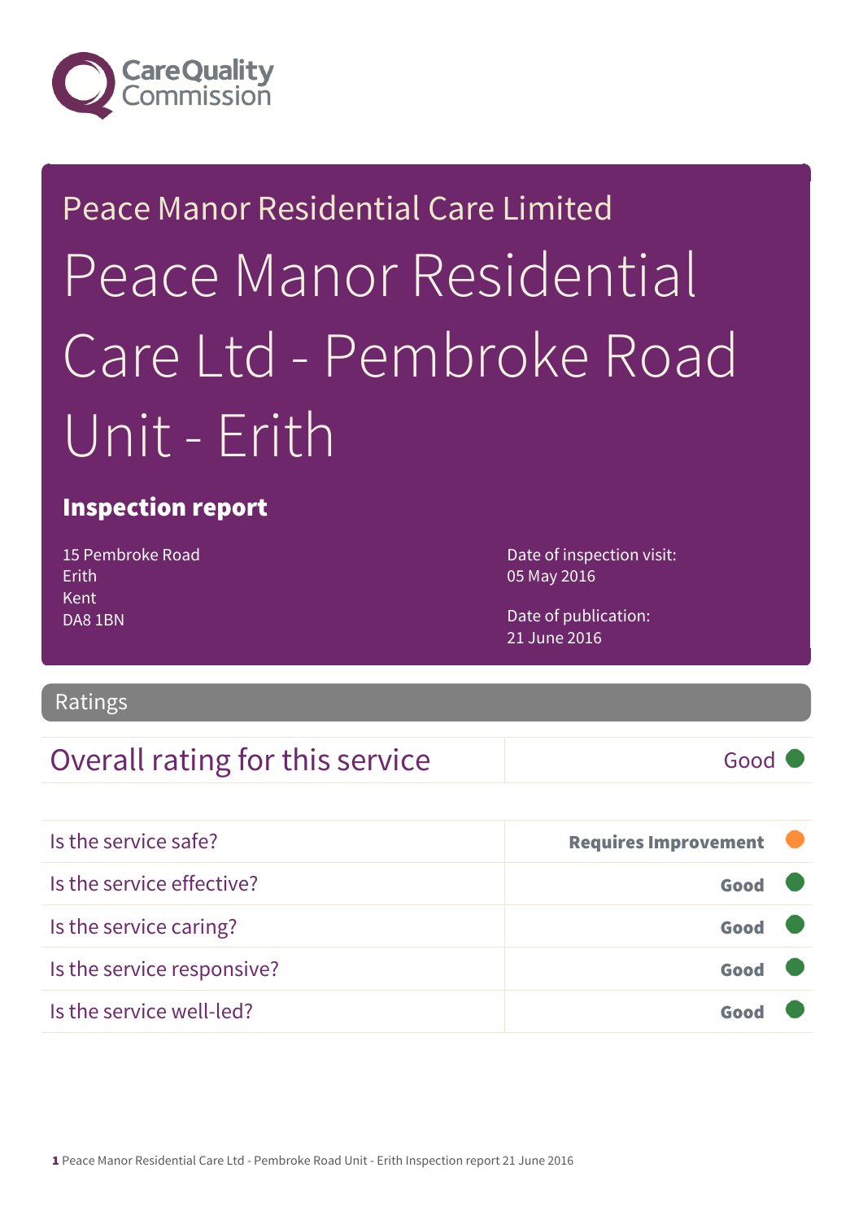Care Quality Commission

Peace Manor Residential Care Limited

# Peace Manor Residential Care Ltd - Pembroke Road Unit - Erith

## Inspection report

15 Pembroke Road
Erith
Kent
DA8 1BN

Date of inspection visit:
05 May 2016

Date of publication:
21 June 2016

## Ratings

| Overall rating for this service | Good |
| --- | --- |

| | |
| --- | --- |
| Is the service safe? | **Requires Improvement** |
| Is the service effective? | **Good** |
| Is the service caring? | **Good** |
| Is the service responsive? | **Good** |
| Is the service well-led? | **Good** |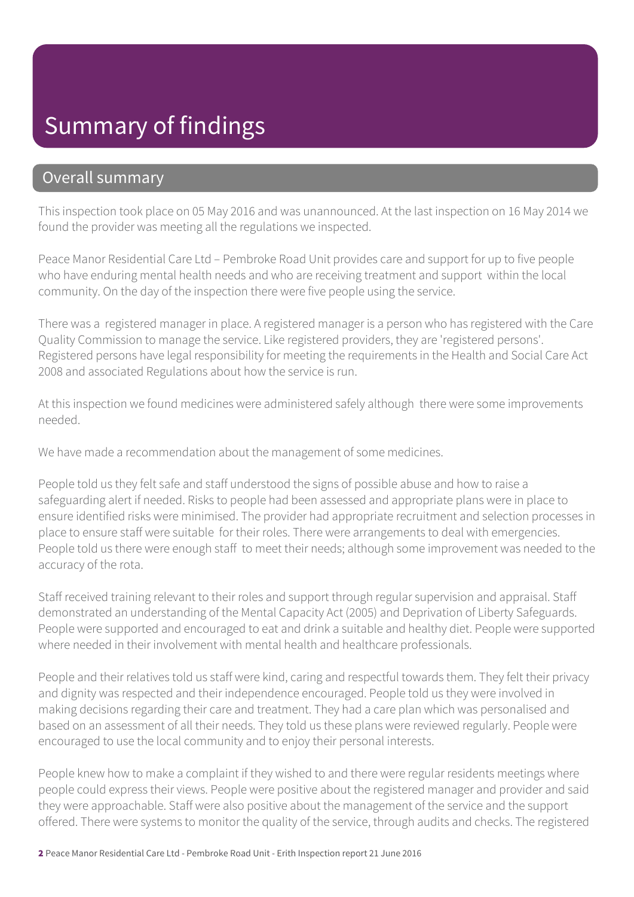# Summary of findings

## Overall summary

This inspection took place on 05 May 2016 and was unannounced. At the last inspection on 16 May 2014 we found the provider was meeting all the regulations we inspected.

Peace Manor Residential Care Ltd – Pembroke Road Unit provides care and support for up to five people who have enduring mental health needs and who are receiving treatment and support within the local community. On the day of the inspection there were five people using the service.

There was a registered manager in place. A registered manager is a person who has registered with the Care Quality Commission to manage the service. Like registered providers, they are 'registered persons'. Registered persons have legal responsibility for meeting the requirements in the Health and Social Care Act 2008 and associated Regulations about how the service is run.

At this inspection we found medicines were administered safely although there were some improvements needed.

We have made a recommendation about the management of some medicines.

People told us they felt safe and staff understood the signs of possible abuse and how to raise a safeguarding alert if needed. Risks to people had been assessed and appropriate plans were in place to ensure identified risks were minimised. The provider had appropriate recruitment and selection processes in place to ensure staff were suitable for their roles. There were arrangements to deal with emergencies. People told us there were enough staff to meet their needs; although some improvement was needed to the accuracy of the rota.

Staff received training relevant to their roles and support through regular supervision and appraisal. Staff demonstrated an understanding of the Mental Capacity Act (2005) and Deprivation of Liberty Safeguards. People were supported and encouraged to eat and drink a suitable and healthy diet. People were supported where needed in their involvement with mental health and healthcare professionals.

People and their relatives told us staff were kind, caring and respectful towards them. They felt their privacy and dignity was respected and their independence encouraged. People told us they were involved in making decisions regarding their care and treatment. They had a care plan which was personalised and based on an assessment of all their needs. They told us these plans were reviewed regularly. People were encouraged to use the local community and to enjoy their personal interests.

People knew how to make a complaint if they wished to and there were regular residents meetings where people could express their views. People were positive about the registered manager and provider and said they were approachable. Staff were also positive about the management of the service and the support offered. There were systems to monitor the quality of the service, through audits and checks. The registered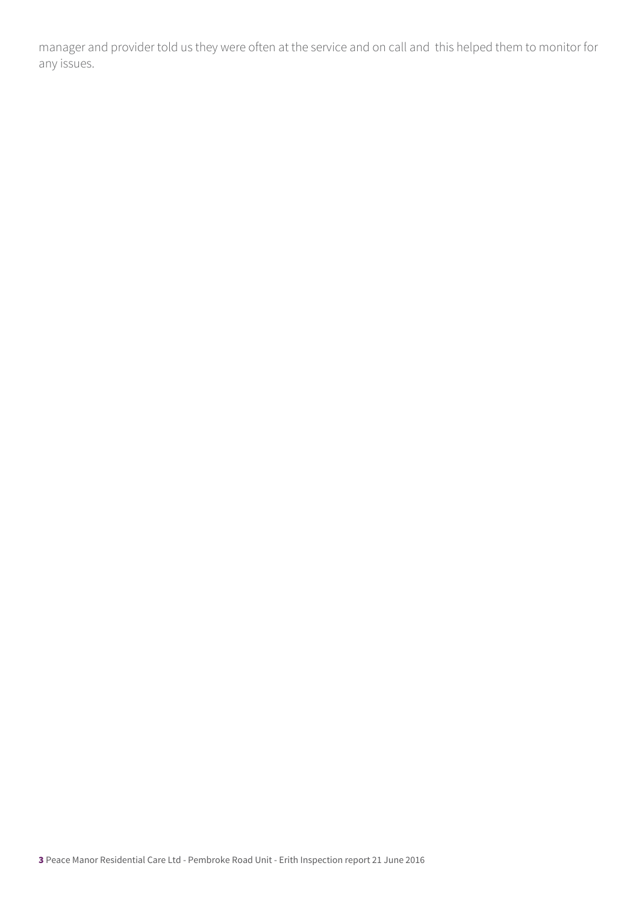manager and provider told us they were often at the service and on call and this helped them to monitor for any issues.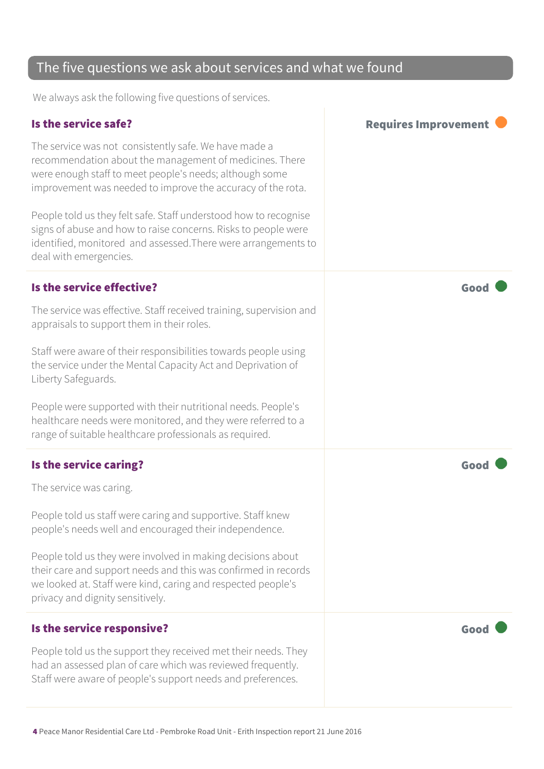## The five questions we ask about services and what we found

We always ask the following five questions of services.

### Is the service safe?

**Requires Improvement**

The service was not consistently safe. We have made a recommendation about the management of medicines. There were enough staff to meet people's needs; although some improvement was needed to improve the accuracy of the rota.

People told us they felt safe. Staff understood how to recognise signs of abuse and how to raise concerns. Risks to people were identified, monitored and assessed.There were arrangements to deal with emergencies.

### Is the service effective?

**Good**

The service was effective. Staff received training, supervision and appraisals to support them in their roles.

Staff were aware of their responsibilities towards people using the service under the Mental Capacity Act and Deprivation of Liberty Safeguards.

People were supported with their nutritional needs. People's healthcare needs were monitored, and they were referred to a range of suitable healthcare professionals as required.

### Is the service caring?

**Good**

The service was caring.

People told us staff were caring and supportive. Staff knew people's needs well and encouraged their independence.

People told us they were involved in making decisions about their care and support needs and this was confirmed in records we looked at. Staff were kind, caring and respected people's privacy and dignity sensitively.

### Is the service responsive?

**Good**

People told us the support they received met their needs. They had an assessed plan of care which was reviewed frequently. Staff were aware of people's support needs and preferences.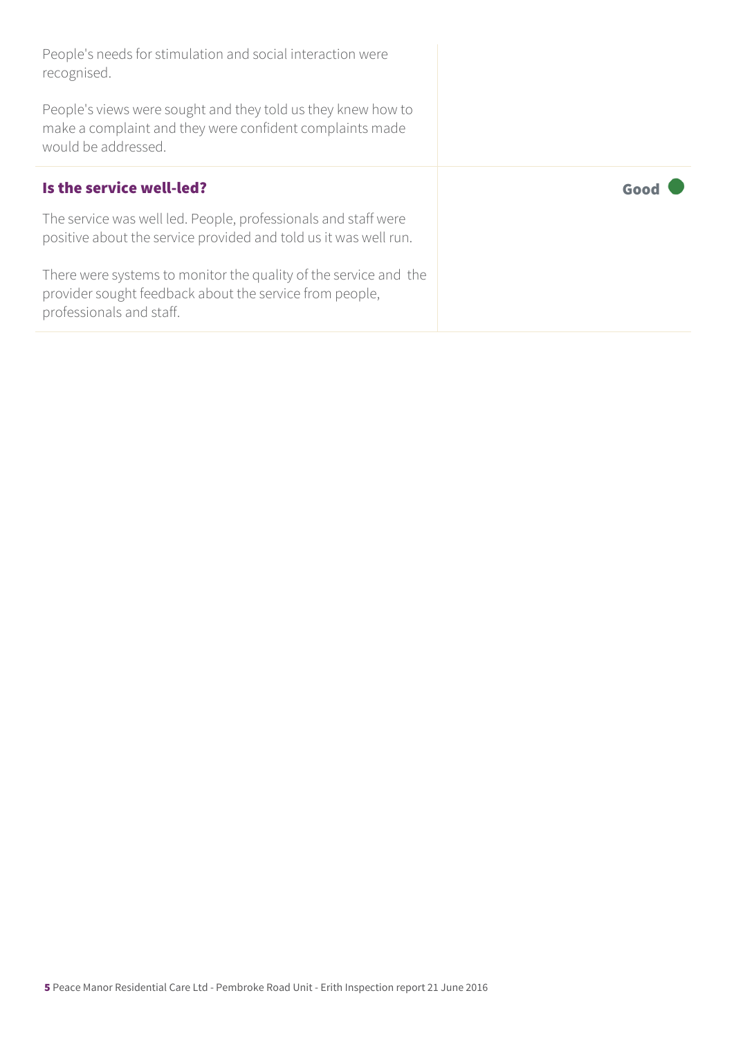People's needs for stimulation and social interaction were recognised.

People's views were sought and they told us they knew how to make a complaint and they were confident complaints made would be addressed.

### Is the service well-led?

**Good**

The service was well led. People, professionals and staff were positive about the service provided and told us it was well run.

There were systems to monitor the quality of the service and the provider sought feedback about the service from people, professionals and staff.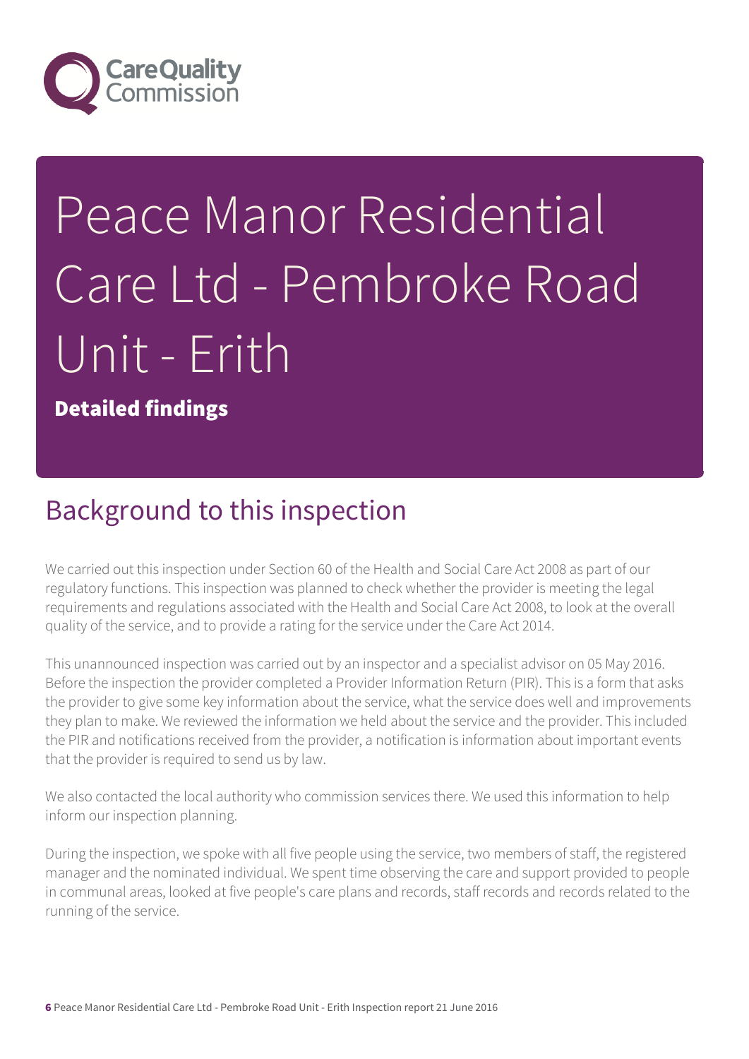# Peace Manor Residential Care Ltd - Pembroke Road Unit - Erith

**Detailed findings**

## Background to this inspection

We carried out this inspection under Section 60 of the Health and Social Care Act 2008 as part of our regulatory functions. This inspection was planned to check whether the provider is meeting the legal requirements and regulations associated with the Health and Social Care Act 2008, to look at the overall quality of the service, and to provide a rating for the service under the Care Act 2014.

This unannounced inspection was carried out by an inspector and a specialist advisor on 05 May 2016. Before the inspection the provider completed a Provider Information Return (PIR). This is a form that asks the provider to give some key information about the service, what the service does well and improvements they plan to make. We reviewed the information we held about the service and the provider. This included the PIR and notifications received from the provider, a notification is information about important events that the provider is required to send us by law.

We also contacted the local authority who commission services there. We used this information to help inform our inspection planning.

During the inspection, we spoke with all five people using the service, two members of staff, the registered manager and the nominated individual. We spent time observing the care and support provided to people in communal areas, looked at five people's care plans and records, staff records and records related to the running of the service.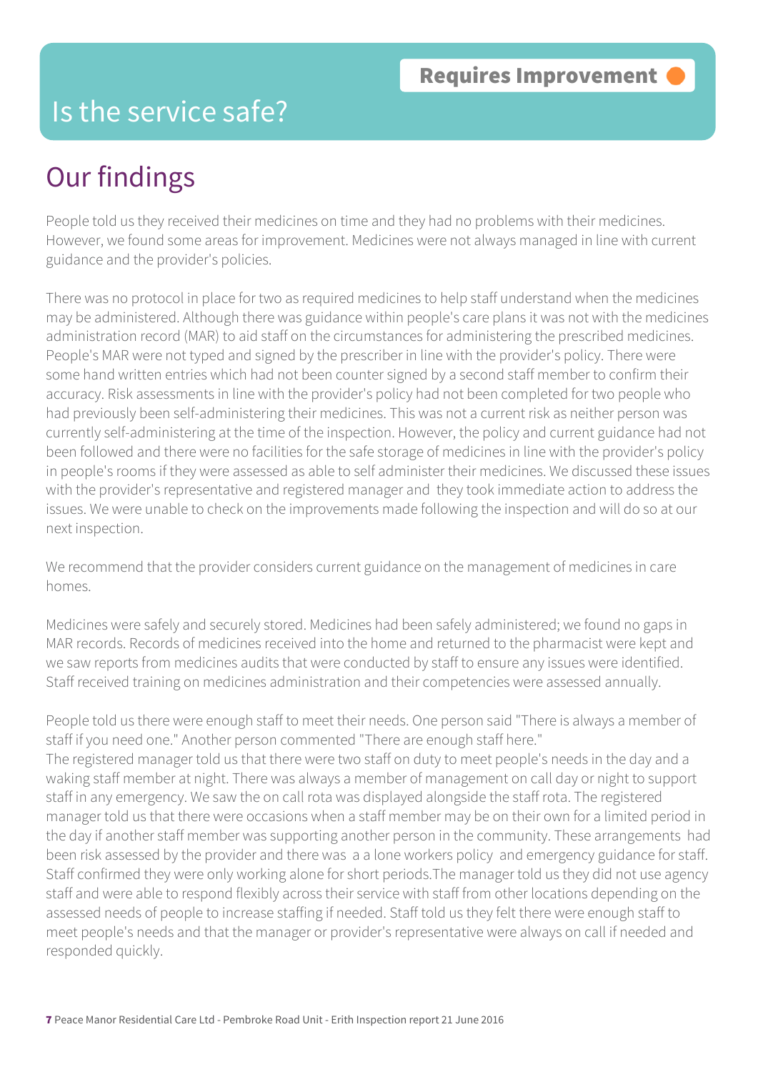Requires Improvement

# Is the service safe?

## Our findings

People told us they received their medicines on time and they had no problems with their medicines. However, we found some areas for improvement. Medicines were not always managed in line with current guidance and the provider's policies.

There was no protocol in place for two as required medicines to help staff understand when the medicines may be administered. Although there was guidance within people's care plans it was not with the medicines administration record (MAR) to aid staff on the circumstances for administering the prescribed medicines. People's MAR were not typed and signed by the prescriber in line with the provider's policy. There were some hand written entries which had not been counter signed by a second staff member to confirm their accuracy. Risk assessments in line with the provider's policy had not been completed for two people who had previously been self-administering their medicines. This was not a current risk as neither person was currently self-administering at the time of the inspection. However, the policy and current guidance had not been followed and there were no facilities for the safe storage of medicines in line with the provider's policy in people's rooms if they were assessed as able to self administer their medicines. We discussed these issues with the provider's representative and registered manager and they took immediate action to address the issues. We were unable to check on the improvements made following the inspection and will do so at our next inspection.

We recommend that the provider considers current guidance on the management of medicines in care homes.

Medicines were safely and securely stored. Medicines had been safely administered; we found no gaps in MAR records. Records of medicines received into the home and returned to the pharmacist were kept and we saw reports from medicines audits that were conducted by staff to ensure any issues were identified. Staff received training on medicines administration and their competencies were assessed annually.

People told us there were enough staff to meet their needs. One person said "There is always a member of staff if you need one." Another person commented "There are enough staff here."
The registered manager told us that there were two staff on duty to meet people's needs in the day and a waking staff member at night. There was always a member of management on call day or night to support staff in any emergency. We saw the on call rota was displayed alongside the staff rota. The registered manager told us that there were occasions when a staff member may be on their own for a limited period in the day if another staff member was supporting another person in the community. These arrangements had been risk assessed by the provider and there was a a lone workers policy and emergency guidance for staff. Staff confirmed they were only working alone for short periods.The manager told us they did not use agency staff and were able to respond flexibly across their service with staff from other locations depending on the assessed needs of people to increase staffing if needed. Staff told us they felt there were enough staff to meet people's needs and that the manager or provider's representative were always on call if needed and responded quickly.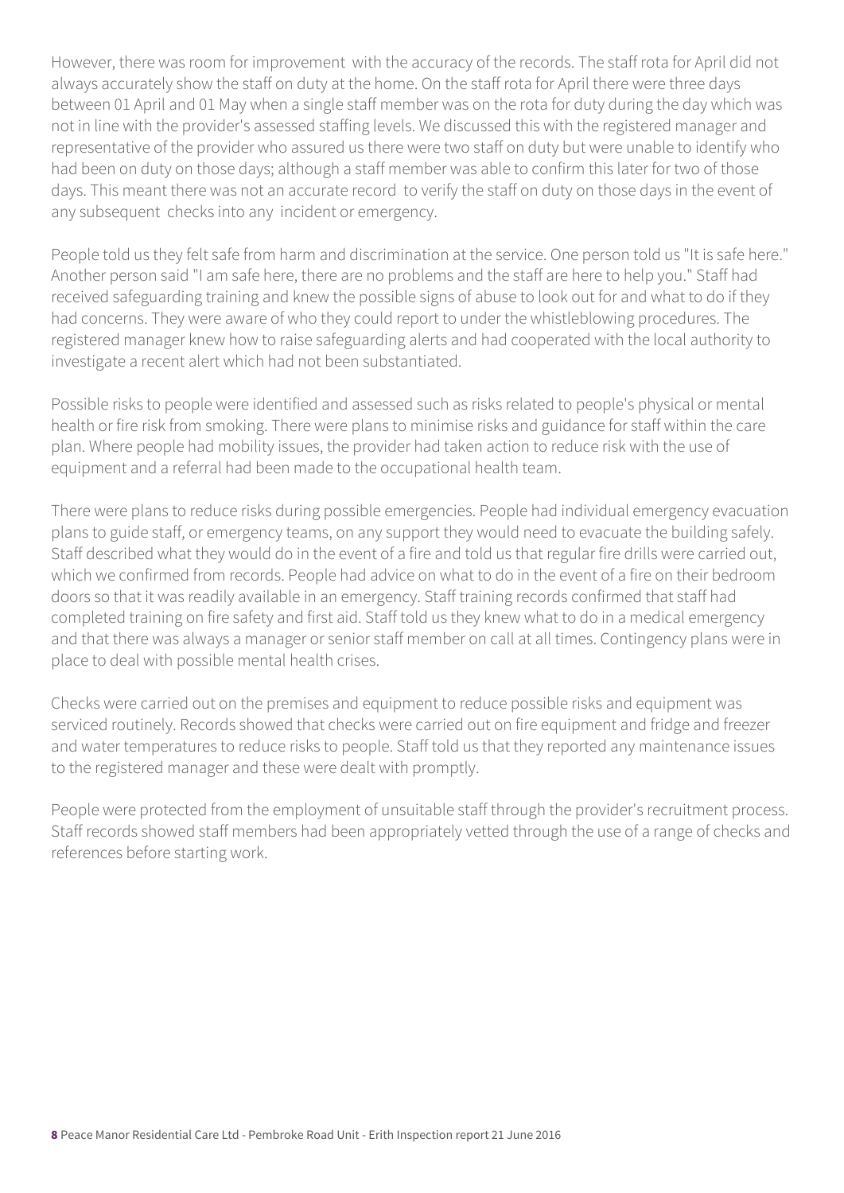However, there was room for improvement with the accuracy of the records. The staff rota for April did not always accurately show the staff on duty at the home. On the staff rota for April there were three days between 01 April and 01 May when a single staff member was on the rota for duty during the day which was not in line with the provider's assessed staffing levels. We discussed this with the registered manager and representative of the provider who assured us there were two staff on duty but were unable to identify who had been on duty on those days; although a staff member was able to confirm this later for two of those days. This meant there was not an accurate record to verify the staff on duty on those days in the event of any subsequent checks into any incident or emergency.

People told us they felt safe from harm and discrimination at the service. One person told us "It is safe here." Another person said "I am safe here, there are no problems and the staff are here to help you." Staff had received safeguarding training and knew the possible signs of abuse to look out for and what to do if they had concerns. They were aware of who they could report to under the whistleblowing procedures. The registered manager knew how to raise safeguarding alerts and had cooperated with the local authority to investigate a recent alert which had not been substantiated.

Possible risks to people were identified and assessed such as risks related to people's physical or mental health or fire risk from smoking. There were plans to minimise risks and guidance for staff within the care plan. Where people had mobility issues, the provider had taken action to reduce risk with the use of equipment and a referral had been made to the occupational health team.

There were plans to reduce risks during possible emergencies. People had individual emergency evacuation plans to guide staff, or emergency teams, on any support they would need to evacuate the building safely. Staff described what they would do in the event of a fire and told us that regular fire drills were carried out, which we confirmed from records. People had advice on what to do in the event of a fire on their bedroom doors so that it was readily available in an emergency. Staff training records confirmed that staff had completed training on fire safety and first aid. Staff told us they knew what to do in a medical emergency and that there was always a manager or senior staff member on call at all times. Contingency plans were in place to deal with possible mental health crises.

Checks were carried out on the premises and equipment to reduce possible risks and equipment was serviced routinely. Records showed that checks were carried out on fire equipment and fridge and freezer and water temperatures to reduce risks to people. Staff told us that they reported any maintenance issues to the registered manager and these were dealt with promptly.

People were protected from the employment of unsuitable staff through the provider's recruitment process. Staff records showed staff members had been appropriately vetted through the use of a range of checks and references before starting work.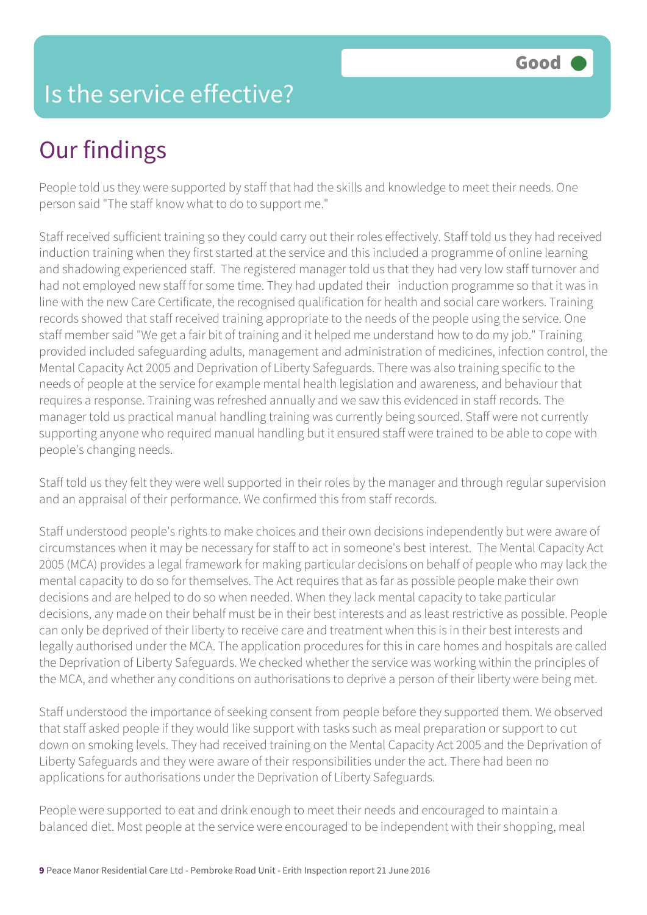# Is the service effective?

Good

## Our findings

People told us they were supported by staff that had the skills and knowledge to meet their needs. One person said "The staff know what to do to support me."

Staff received sufficient training so they could carry out their roles effectively. Staff told us they had received induction training when they first started at the service and this included a programme of online learning and shadowing experienced staff. The registered manager told us that they had very low staff turnover and had not employed new staff for some time. They had updated their induction programme so that it was in line with the new Care Certificate, the recognised qualification for health and social care workers. Training records showed that staff received training appropriate to the needs of the people using the service. One staff member said "We get a fair bit of training and it helped me understand how to do my job." Training provided included safeguarding adults, management and administration of medicines, infection control, the Mental Capacity Act 2005 and Deprivation of Liberty Safeguards. There was also training specific to the needs of people at the service for example mental health legislation and awareness, and behaviour that requires a response. Training was refreshed annually and we saw this evidenced in staff records. The manager told us practical manual handling training was currently being sourced. Staff were not currently supporting anyone who required manual handling but it ensured staff were trained to be able to cope with people's changing needs.

Staff told us they felt they were well supported in their roles by the manager and through regular supervision and an appraisal of their performance. We confirmed this from staff records.

Staff understood people's rights to make choices and their own decisions independently but were aware of circumstances when it may be necessary for staff to act in someone's best interest. The Mental Capacity Act 2005 (MCA) provides a legal framework for making particular decisions on behalf of people who may lack the mental capacity to do so for themselves. The Act requires that as far as possible people make their own decisions and are helped to do so when needed. When they lack mental capacity to take particular decisions, any made on their behalf must be in their best interests and as least restrictive as possible. People can only be deprived of their liberty to receive care and treatment when this is in their best interests and legally authorised under the MCA. The application procedures for this in care homes and hospitals are called the Deprivation of Liberty Safeguards. We checked whether the service was working within the principles of the MCA, and whether any conditions on authorisations to deprive a person of their liberty were being met.

Staff understood the importance of seeking consent from people before they supported them. We observed that staff asked people if they would like support with tasks such as meal preparation or support to cut down on smoking levels. They had received training on the Mental Capacity Act 2005 and the Deprivation of Liberty Safeguards and they were aware of their responsibilities under the act. There had been no applications for authorisations under the Deprivation of Liberty Safeguards.

People were supported to eat and drink enough to meet their needs and encouraged to maintain a balanced diet. Most people at the service were encouraged to be independent with their shopping, meal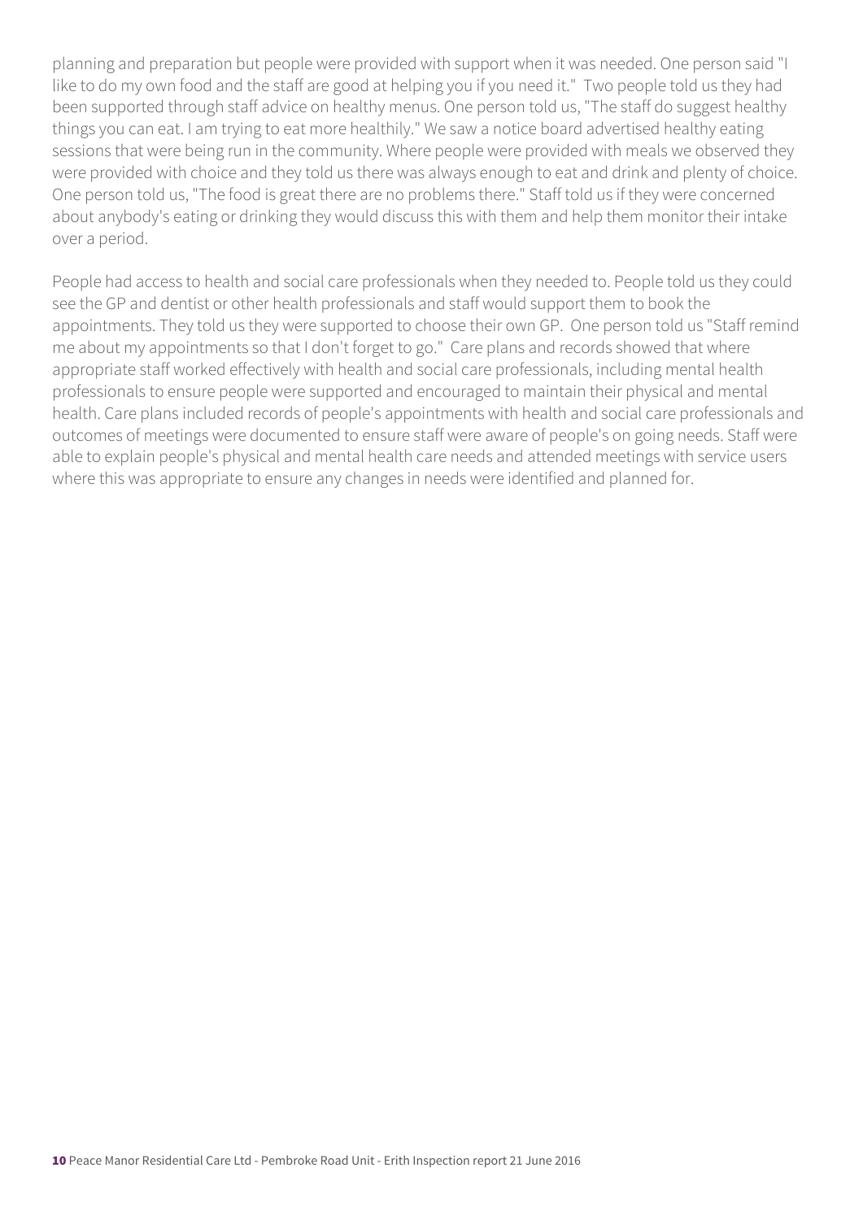planning and preparation but people were provided with support when it was needed. One person said "I like to do my own food and the staff are good at helping you if you need it." Two people told us they had been supported through staff advice on healthy menus. One person told us, "The staff do suggest healthy things you can eat. I am trying to eat more healthily." We saw a notice board advertised healthy eating sessions that were being run in the community. Where people were provided with meals we observed they were provided with choice and they told us there was always enough to eat and drink and plenty of choice. One person told us, "The food is great there are no problems there." Staff told us if they were concerned about anybody's eating or drinking they would discuss this with them and help them monitor their intake over a period.

People had access to health and social care professionals when they needed to. People told us they could see the GP and dentist or other health professionals and staff would support them to book the appointments. They told us they were supported to choose their own GP. One person told us "Staff remind me about my appointments so that I don't forget to go." Care plans and records showed that where appropriate staff worked effectively with health and social care professionals, including mental health professionals to ensure people were supported and encouraged to maintain their physical and mental health. Care plans included records of people's appointments with health and social care professionals and outcomes of meetings were documented to ensure staff were aware of people's on going needs. Staff were able to explain people's physical and mental health care needs and attended meetings with service users where this was appropriate to ensure any changes in needs were identified and planned for.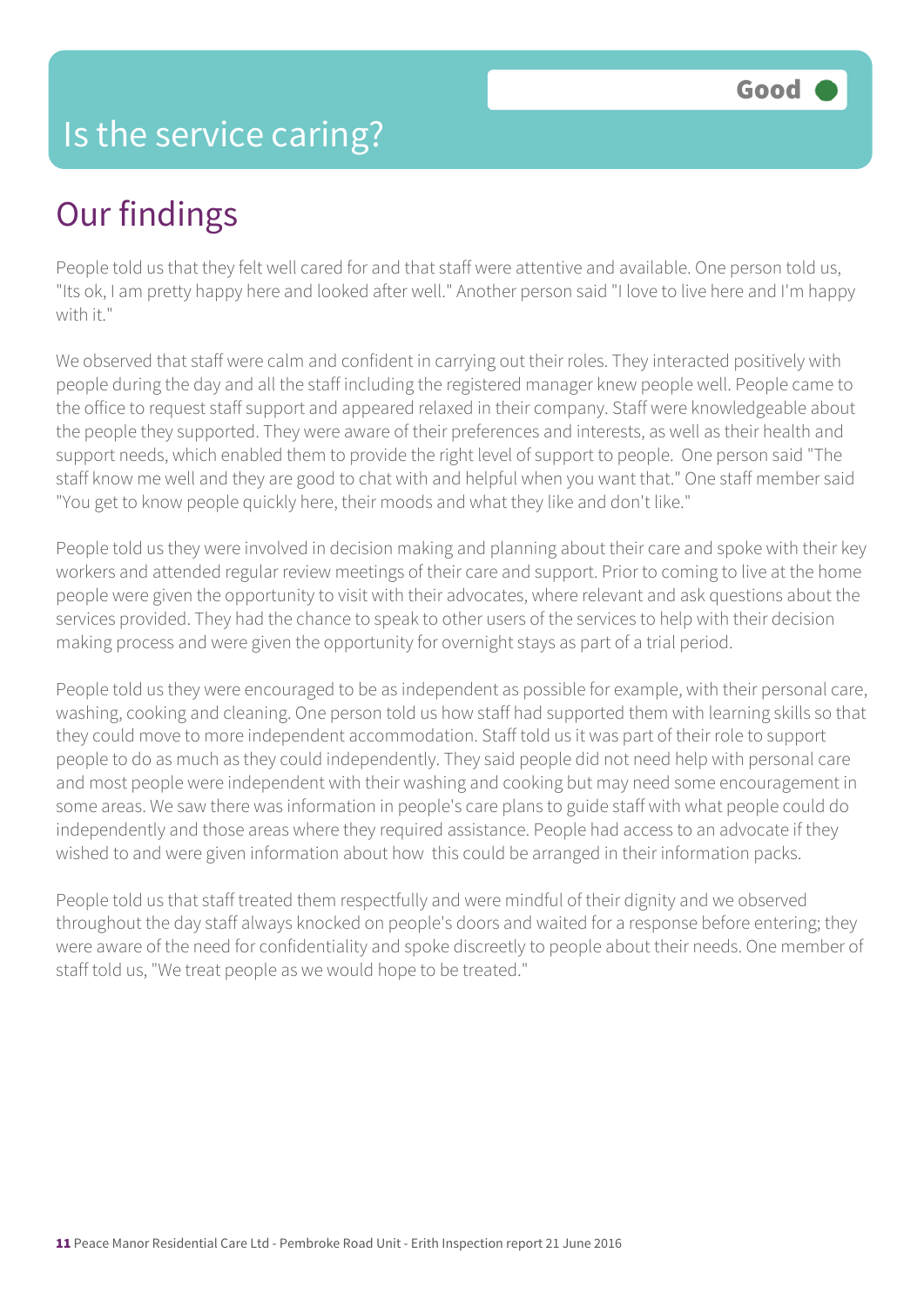# Is the service caring?

**Good**

## Our findings

People told us that they felt well cared for and that staff were attentive and available. One person told us, "Its ok, I am pretty happy here and looked after well." Another person said "I love to live here and I'm happy with it."

We observed that staff were calm and confident in carrying out their roles. They interacted positively with people during the day and all the staff including the registered manager knew people well. People came to the office to request staff support and appeared relaxed in their company. Staff were knowledgeable about the people they supported. They were aware of their preferences and interests, as well as their health and support needs, which enabled them to provide the right level of support to people. One person said "The staff know me well and they are good to chat with and helpful when you want that." One staff member said "You get to know people quickly here, their moods and what they like and don't like."

People told us they were involved in decision making and planning about their care and spoke with their key workers and attended regular review meetings of their care and support. Prior to coming to live at the home people were given the opportunity to visit with their advocates, where relevant and ask questions about the services provided. They had the chance to speak to other users of the services to help with their decision making process and were given the opportunity for overnight stays as part of a trial period.

People told us they were encouraged to be as independent as possible for example, with their personal care, washing, cooking and cleaning. One person told us how staff had supported them with learning skills so that they could move to more independent accommodation. Staff told us it was part of their role to support people to do as much as they could independently. They said people did not need help with personal care and most people were independent with their washing and cooking but may need some encouragement in some areas. We saw there was information in people's care plans to guide staff with what people could do independently and those areas where they required assistance. People had access to an advocate if they wished to and were given information about how this could be arranged in their information packs.

People told us that staff treated them respectfully and were mindful of their dignity and we observed throughout the day staff always knocked on people's doors and waited for a response before entering; they were aware of the need for confidentiality and spoke discreetly to people about their needs. One member of staff told us, "We treat people as we would hope to be treated."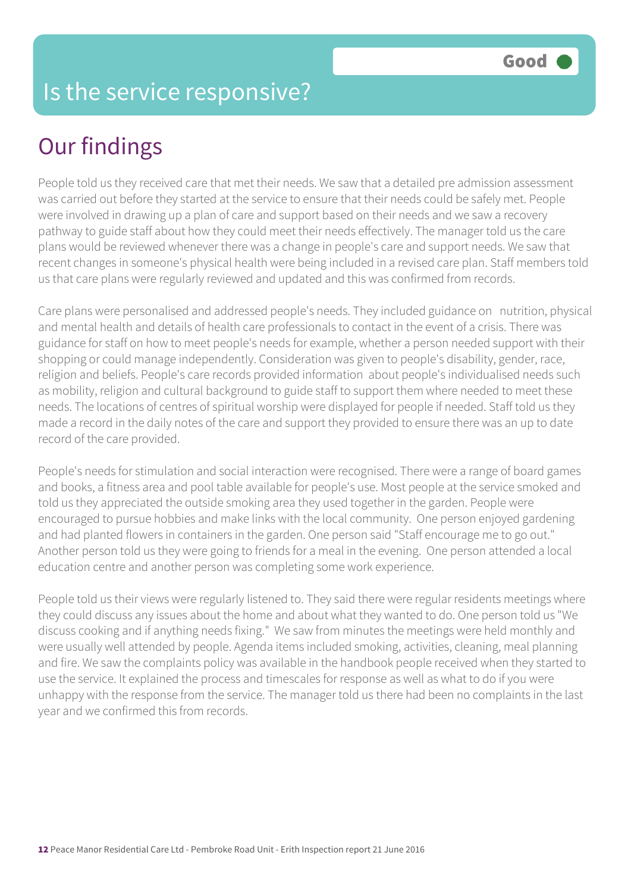## Is the service responsive?

**Good**

# Our findings

People told us they received care that met their needs. We saw that a detailed pre admission assessment was carried out before they started at the service to ensure that their needs could be safely met. People were involved in drawing up a plan of care and support based on their needs and we saw a recovery pathway to guide staff about how they could meet their needs effectively. The manager told us the care plans would be reviewed whenever there was a change in people's care and support needs. We saw that recent changes in someone's physical health were being included in a revised care plan. Staff members told us that care plans were regularly reviewed and updated and this was confirmed from records.

Care plans were personalised and addressed people's needs. They included guidance on nutrition, physical and mental health and details of health care professionals to contact in the event of a crisis. There was guidance for staff on how to meet people's needs for example, whether a person needed support with their shopping or could manage independently. Consideration was given to people's disability, gender, race, religion and beliefs. People's care records provided information about people's individualised needs such as mobility, religion and cultural background to guide staff to support them where needed to meet these needs. The locations of centres of spiritual worship were displayed for people if needed. Staff told us they made a record in the daily notes of the care and support they provided to ensure there was an up to date record of the care provided.

People's needs for stimulation and social interaction were recognised. There were a range of board games and books, a fitness area and pool table available for people's use. Most people at the service smoked and told us they appreciated the outside smoking area they used together in the garden. People were encouraged to pursue hobbies and make links with the local community. One person enjoyed gardening and had planted flowers in containers in the garden. One person said "Staff encourage me to go out." Another person told us they were going to friends for a meal in the evening. One person attended a local education centre and another person was completing some work experience.

People told us their views were regularly listened to. They said there were regular residents meetings where they could discuss any issues about the home and about what they wanted to do. One person told us "We discuss cooking and if anything needs fixing." We saw from minutes the meetings were held monthly and were usually well attended by people. Agenda items included smoking, activities, cleaning, meal planning and fire. We saw the complaints policy was available in the handbook people received when they started to use the service. It explained the process and timescales for response as well as what to do if you were unhappy with the response from the service. The manager told us there had been no complaints in the last year and we confirmed this from records.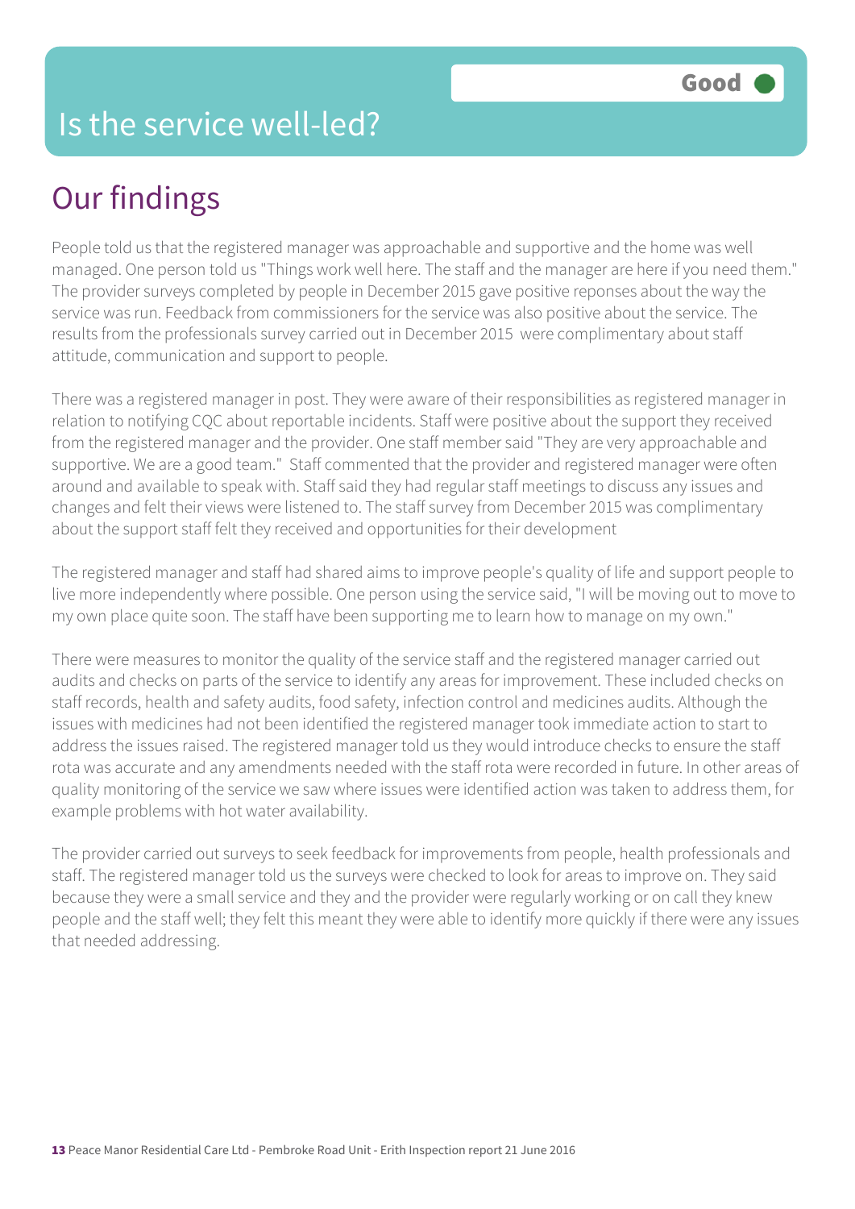# Is the service well-led?

**Good**

## Our findings

People told us that the registered manager was approachable and supportive and the home was well managed. One person told us "Things work well here. The staff and the manager are here if you need them." The provider surveys completed by people in December 2015 gave positive reponses about the way the service was run. Feedback from commissioners for the service was also positive about the service. The results from the professionals survey carried out in December 2015 were complimentary about staff attitude, communication and support to people.

There was a registered manager in post. They were aware of their responsibilities as registered manager in relation to notifying CQC about reportable incidents. Staff were positive about the support they received from the registered manager and the provider. One staff member said "They are very approachable and supportive. We are a good team." Staff commented that the provider and registered manager were often around and available to speak with. Staff said they had regular staff meetings to discuss any issues and changes and felt their views were listened to. The staff survey from December 2015 was complimentary about the support staff felt they received and opportunities for their development

The registered manager and staff had shared aims to improve people's quality of life and support people to live more independently where possible. One person using the service said, "I will be moving out to move to my own place quite soon. The staff have been supporting me to learn how to manage on my own."

There were measures to monitor the quality of the service staff and the registered manager carried out audits and checks on parts of the service to identify any areas for improvement. These included checks on staff records, health and safety audits, food safety, infection control and medicines audits. Although the issues with medicines had not been identified the registered manager took immediate action to start to address the issues raised. The registered manager told us they would introduce checks to ensure the staff rota was accurate and any amendments needed with the staff rota were recorded in future. In other areas of quality monitoring of the service we saw where issues were identified action was taken to address them, for example problems with hot water availability.

The provider carried out surveys to seek feedback for improvements from people, health professionals and staff. The registered manager told us the surveys were checked to look for areas to improve on. They said because they were a small service and they and the provider were regularly working or on call they knew people and the staff well; they felt this meant they were able to identify more quickly if there were any issues that needed addressing.